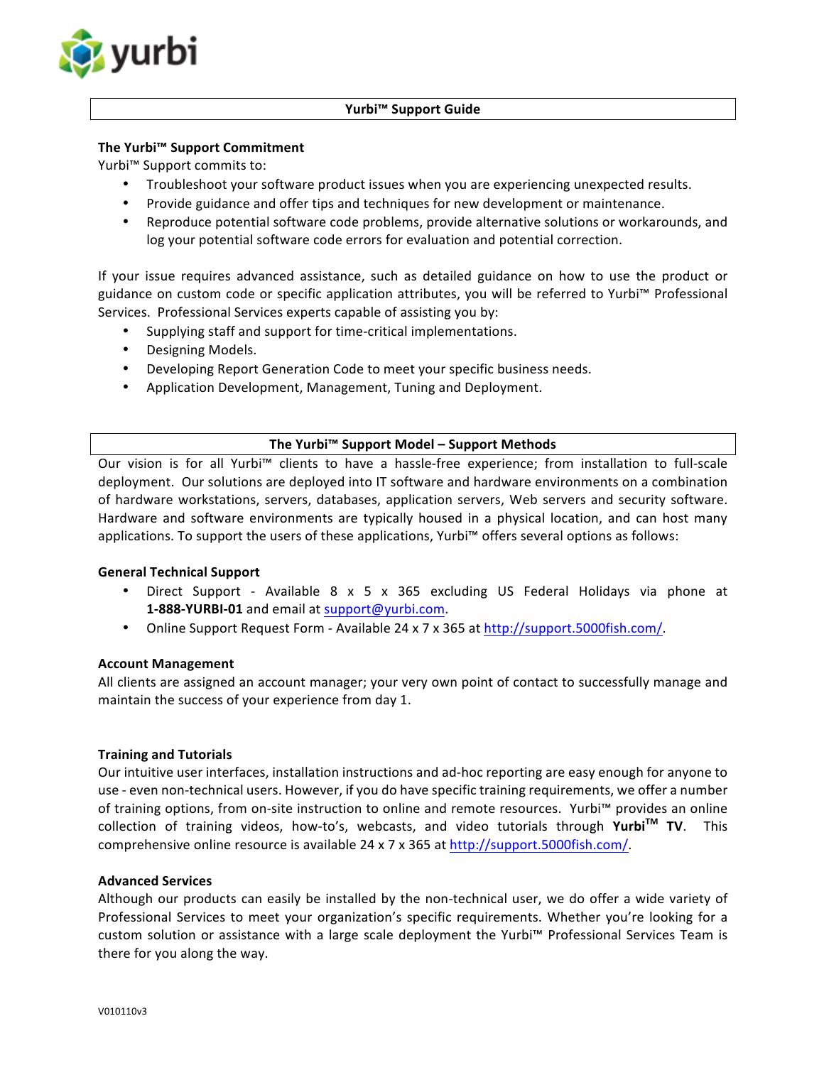yurbi

## Yurbi™ Support Guide

### The Yurbi™ Support Commitment

Yurbi™ Support commits to:

- Troubleshoot your software product issues when you are experiencing unexpected results.
- Provide guidance and offer tips and techniques for new development or maintenance.
- Reproduce potential software code problems, provide alternative solutions or workarounds, and log your potential software code errors for evaluation and potential correction.

If your issue requires advanced assistance, such as detailed guidance on how to use the product or guidance on custom code or specific application attributes, you will be referred to Yurbi™ Professional Services. Professional Services experts capable of assisting you by:

- Supplying staff and support for time-critical implementations.
- Designing Models.
- Developing Report Generation Code to meet your specific business needs.
- Application Development, Management, Tuning and Deployment.

## The Yurbi™ Support Model – Support Methods

Our vision is for all Yurbi™ clients to have a hassle-free experience; from installation to full-scale deployment. Our solutions are deployed into IT software and hardware environments on a combination of hardware workstations, servers, databases, application servers, Web servers and security software. Hardware and software environments are typically housed in a physical location, and can host many applications. To support the users of these applications, Yurbi™ offers several options as follows:

### General Technical Support

- Direct Support - Available 8 x 5 x 365 excluding US Federal Holidays via phone at **1-888-YURBI-01** and email at support@yurbi.com.
- Online Support Request Form - Available 24 x 7 x 365 at http://support.5000fish.com/.

### Account Management

All clients are assigned an account manager; your very own point of contact to successfully manage and maintain the success of your experience from day 1.

### Training and Tutorials

Our intuitive user interfaces, installation instructions and ad-hoc reporting are easy enough for anyone to use - even non-technical users. However, if you do have specific training requirements, we offer a number of training options, from on-site instruction to online and remote resources. Yurbi™ provides an online collection of training videos, how-to's, webcasts, and video tutorials through **Yurbi™ TV**. This comprehensive online resource is available 24 x 7 x 365 at http://support.5000fish.com/.

### Advanced Services

Although our products can easily be installed by the non-technical user, we do offer a wide variety of Professional Services to meet your organization's specific requirements. Whether you're looking for a custom solution or assistance with a large scale deployment the Yurbi™ Professional Services Team is there for you along the way.

V010110v3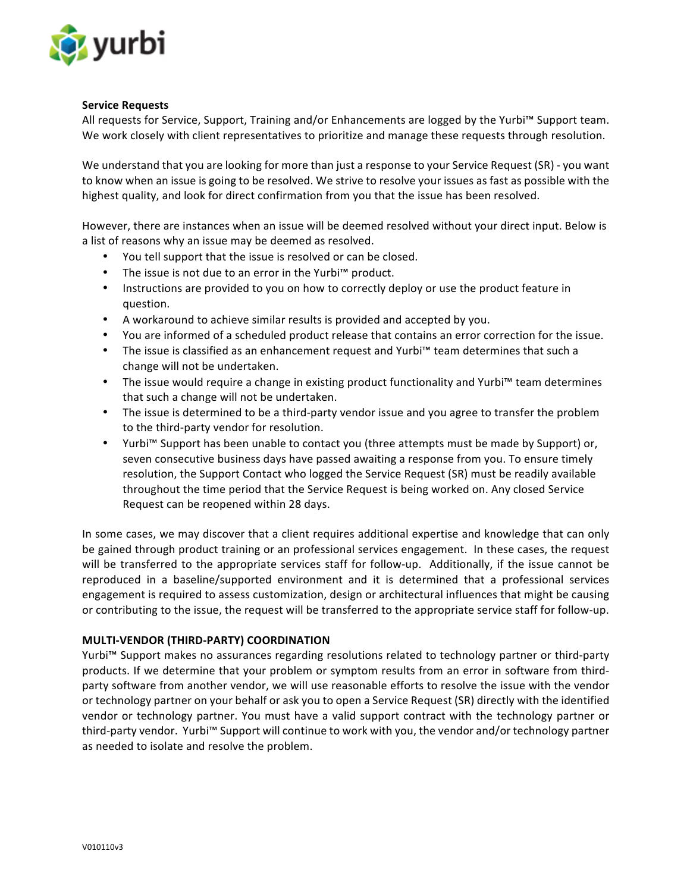**Service Requests**

All requests for Service, Support, Training and/or Enhancements are logged by the Yurbi™ Support team. We work closely with client representatives to prioritize and manage these requests through resolution.

We understand that you are looking for more than just a response to your Service Request (SR) - you want to know when an issue is going to be resolved. We strive to resolve your issues as fast as possible with the highest quality, and look for direct confirmation from you that the issue has been resolved.

However, there are instances when an issue will be deemed resolved without your direct input. Below is a list of reasons why an issue may be deemed as resolved.

- You tell support that the issue is resolved or can be closed.
- The issue is not due to an error in the Yurbi™ product.
- Instructions are provided to you on how to correctly deploy or use the product feature in question.
- A workaround to achieve similar results is provided and accepted by you.
- You are informed of a scheduled product release that contains an error correction for the issue.
- The issue is classified as an enhancement request and Yurbi™ team determines that such a change will not be undertaken.
- The issue would require a change in existing product functionality and Yurbi™ team determines that such a change will not be undertaken.
- The issue is determined to be a third-party vendor issue and you agree to transfer the problem to the third-party vendor for resolution.
- Yurbi™ Support has been unable to contact you (three attempts must be made by Support) or, seven consecutive business days have passed awaiting a response from you. To ensure timely resolution, the Support Contact who logged the Service Request (SR) must be readily available throughout the time period that the Service Request is being worked on. Any closed Service Request can be reopened within 28 days.

In some cases, we may discover that a client requires additional expertise and knowledge that can only be gained through product training or an professional services engagement. In these cases, the request will be transferred to the appropriate services staff for follow-up. Additionally, if the issue cannot be reproduced in a baseline/supported environment and it is determined that a professional services engagement is required to assess customization, design or architectural influences that might be causing or contributing to the issue, the request will be transferred to the appropriate service staff for follow-up.

**MULTI-VENDOR (THIRD-PARTY) COORDINATION**

Yurbi™ Support makes no assurances regarding resolutions related to technology partner or third-party products. If we determine that your problem or symptom results from an error in software from third-party software from another vendor, we will use reasonable efforts to resolve the issue with the vendor or technology partner on your behalf or ask you to open a Service Request (SR) directly with the identified vendor or technology partner. You must have a valid support contract with the technology partner or third-party vendor. Yurbi™ Support will continue to work with you, the vendor and/or technology partner as needed to isolate and resolve the problem.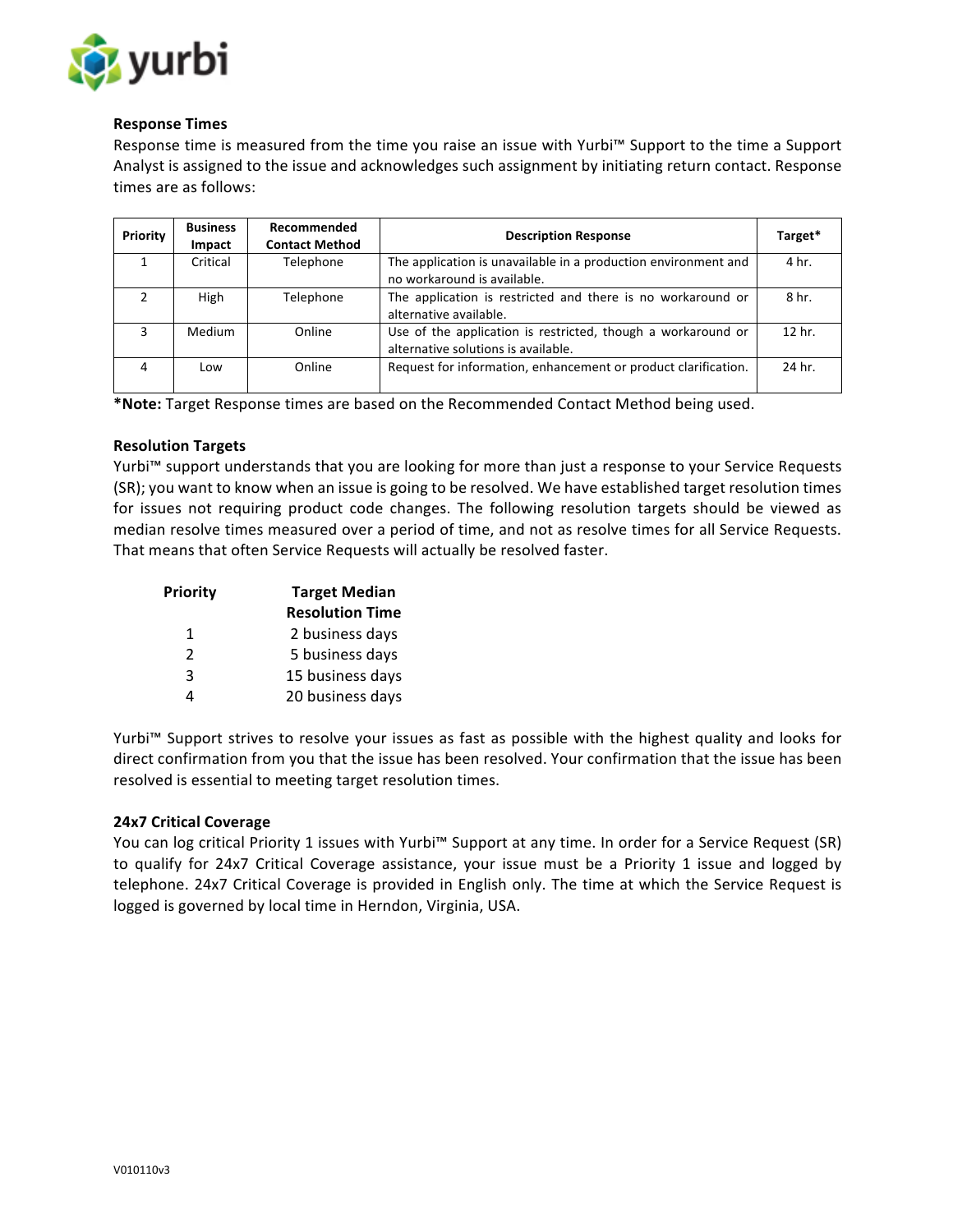### Response Times

Response time is measured from the time you raise an issue with Yurbi™ Support to the time a Support Analyst is assigned to the issue and acknowledges such assignment by initiating return contact. Response times are as follows:

| Priority | Business Impact | Recommended Contact Method | Description Response | Target* |
|---|---|---|---|---|
| 1 | Critical | Telephone | The application is unavailable in a production environment and no workaround is available. | 4 hr. |
| 2 | High | Telephone | The application is restricted and there is no workaround or alternative available. | 8 hr. |
| 3 | Medium | Online | Use of the application is restricted, though a workaround or alternative solutions is available. | 12 hr. |
| 4 | Low | Online | Request for information, enhancement or product clarification. | 24 hr. |

***Note:** Target Response times are based on the Recommended Contact Method being used.

### Resolution Targets

Yurbi™ support understands that you are looking for more than just a response to your Service Requests (SR); you want to know when an issue is going to be resolved. We have established target resolution times for issues not requiring product code changes. The following resolution targets should be viewed as median resolve times measured over a period of time, and not as resolve times for all Service Requests. That means that often Service Requests will actually be resolved faster.

| Priority | Target Median Resolution Time |
|---|---|
| 1 | 2 business days |
| 2 | 5 business days |
| 3 | 15 business days |
| 4 | 20 business days |

Yurbi™ Support strives to resolve your issues as fast as possible with the highest quality and looks for direct confirmation from you that the issue has been resolved. Your confirmation that the issue has been resolved is essential to meeting target resolution times.

### 24x7 Critical Coverage

You can log critical Priority 1 issues with Yurbi™ Support at any time. In order for a Service Request (SR) to qualify for 24x7 Critical Coverage assistance, your issue must be a Priority 1 issue and logged by telephone. 24x7 Critical Coverage is provided in English only. The time at which the Service Request is logged is governed by local time in Herndon, Virginia, USA.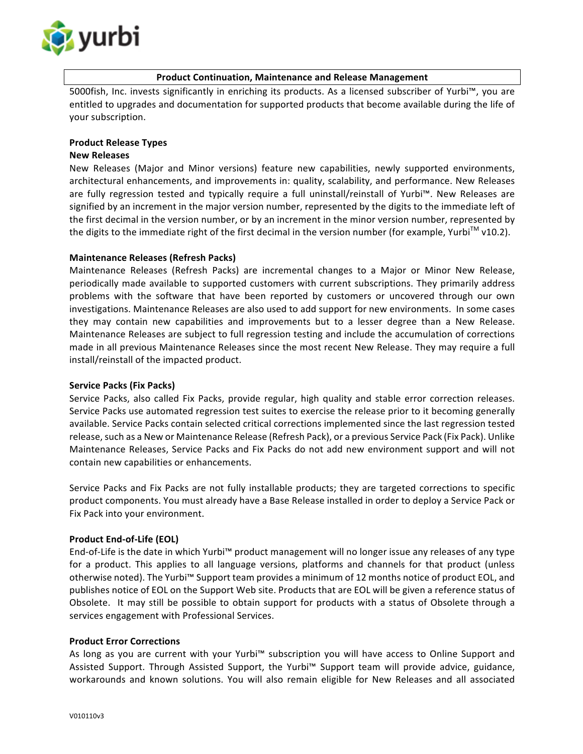**Product Continuation, Maintenance and Release Management**

5000fish, Inc. invests significantly in enriching its products. As a licensed subscriber of Yurbi™, you are entitled to upgrades and documentation for supported products that become available during the life of your subscription.

**Product Release Types**

**New Releases**

New Releases (Major and Minor versions) feature new capabilities, newly supported environments, architectural enhancements, and improvements in: quality, scalability, and performance. New Releases are fully regression tested and typically require a full uninstall/reinstall of Yurbi™. New Releases are signified by an increment in the major version number, represented by the digits to the immediate left of the first decimal in the version number, or by an increment in the minor version number, represented by the digits to the immediate right of the first decimal in the version number (for example, Yurbi™ v10.2).

**Maintenance Releases (Refresh Packs)**

Maintenance Releases (Refresh Packs) are incremental changes to a Major or Minor New Release, periodically made available to supported customers with current subscriptions. They primarily address problems with the software that have been reported by customers or uncovered through our own investigations. Maintenance Releases are also used to add support for new environments. In some cases they may contain new capabilities and improvements but to a lesser degree than a New Release. Maintenance Releases are subject to full regression testing and include the accumulation of corrections made in all previous Maintenance Releases since the most recent New Release. They may require a full install/reinstall of the impacted product.

**Service Packs (Fix Packs)**

Service Packs, also called Fix Packs, provide regular, high quality and stable error correction releases. Service Packs use automated regression test suites to exercise the release prior to it becoming generally available. Service Packs contain selected critical corrections implemented since the last regression tested release, such as a New or Maintenance Release (Refresh Pack), or a previous Service Pack (Fix Pack). Unlike Maintenance Releases, Service Packs and Fix Packs do not add new environment support and will not contain new capabilities or enhancements.

Service Packs and Fix Packs are not fully installable products; they are targeted corrections to specific product components. You must already have a Base Release installed in order to deploy a Service Pack or Fix Pack into your environment.

**Product End-of-Life (EOL)**

End-of-Life is the date in which Yurbi™ product management will no longer issue any releases of any type for a product. This applies to all language versions, platforms and channels for that product (unless otherwise noted). The Yurbi™ Support team provides a minimum of 12 months notice of product EOL, and publishes notice of EOL on the Support Web site. Products that are EOL will be given a reference status of Obsolete. It may still be possible to obtain support for products with a status of Obsolete through a services engagement with Professional Services.

**Product Error Corrections**

As long as you are current with your Yurbi™ subscription you will have access to Online Support and Assisted Support. Through Assisted Support, the Yurbi™ Support team will provide advice, guidance, workarounds and known solutions. You will also remain eligible for New Releases and all associated

V010110v3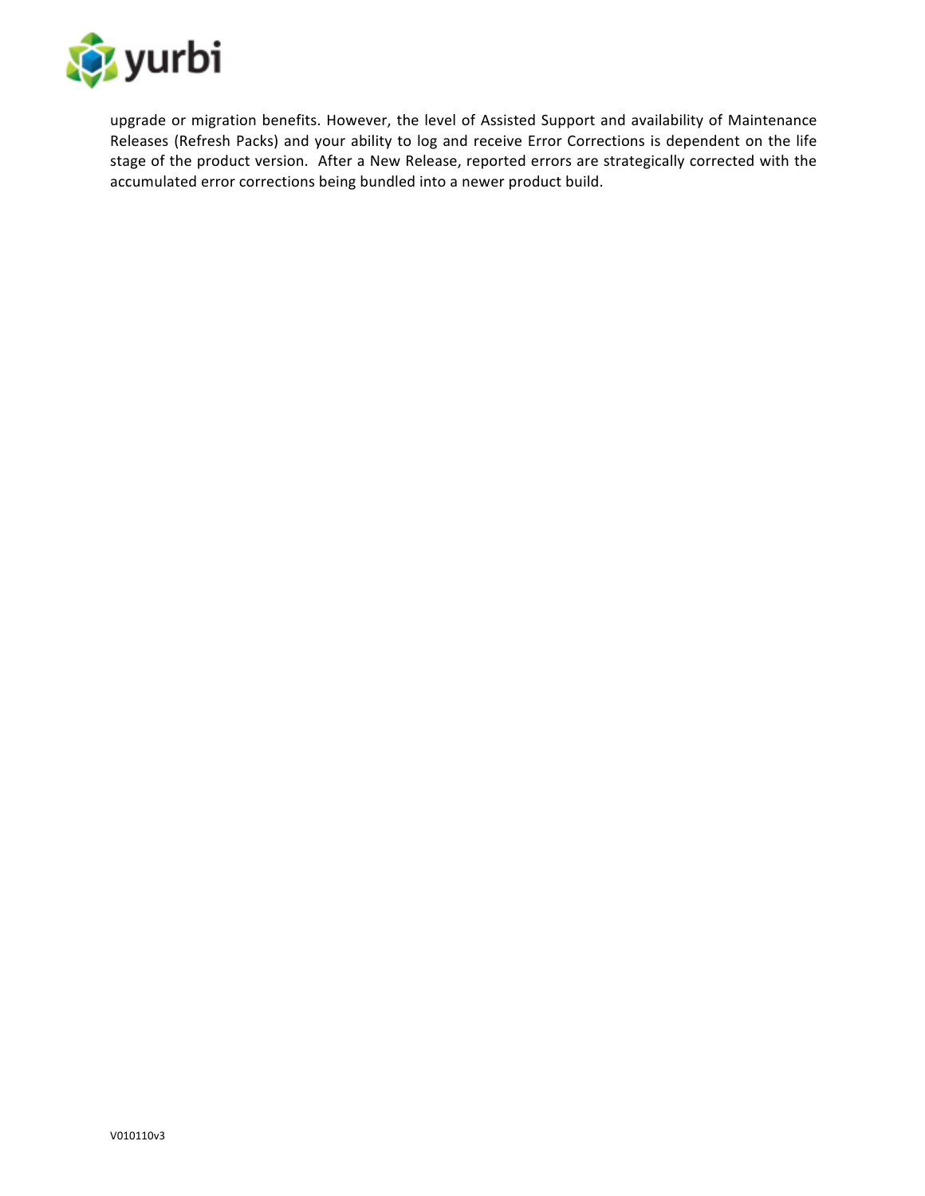upgrade or migration benefits. However, the level of Assisted Support and availability of Maintenance Releases (Refresh Packs) and your ability to log and receive Error Corrections is dependent on the life stage of the product version. After a New Release, reported errors are strategically corrected with the accumulated error corrections being bundled into a newer product build.